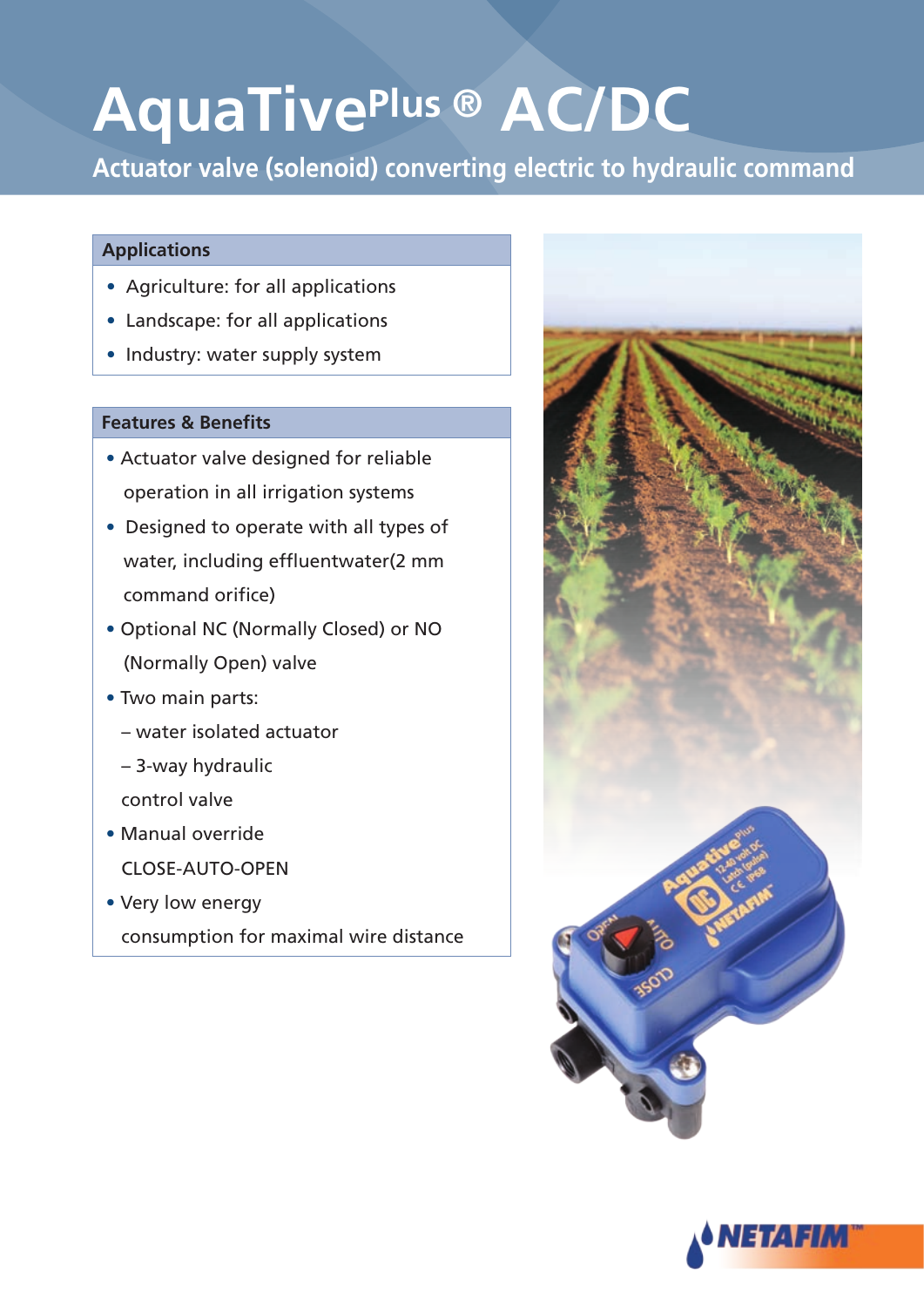# AquaTivePlus ® AC/DC

## Actuator valve (solenoid) converting electric to hydraulic command

### Applications

- Agriculture: for all applications
- Landscape: for all applications
- Industry: water supply system

### Features & Benefits

- Actuator valve designed for reliable operation in all irrigation systems
- Designed to operate with all types of water, including effluentwater(2 mm command orifice)
- Optional NC (Normally Closed) or NO (Normally Open) valve
- Two main parts:
  - water isolated actuator
  - 3-way hydraulic control valve
- Manual override CLOSE-AUTO-OPEN
- Very low energy consumption for maximal wire distance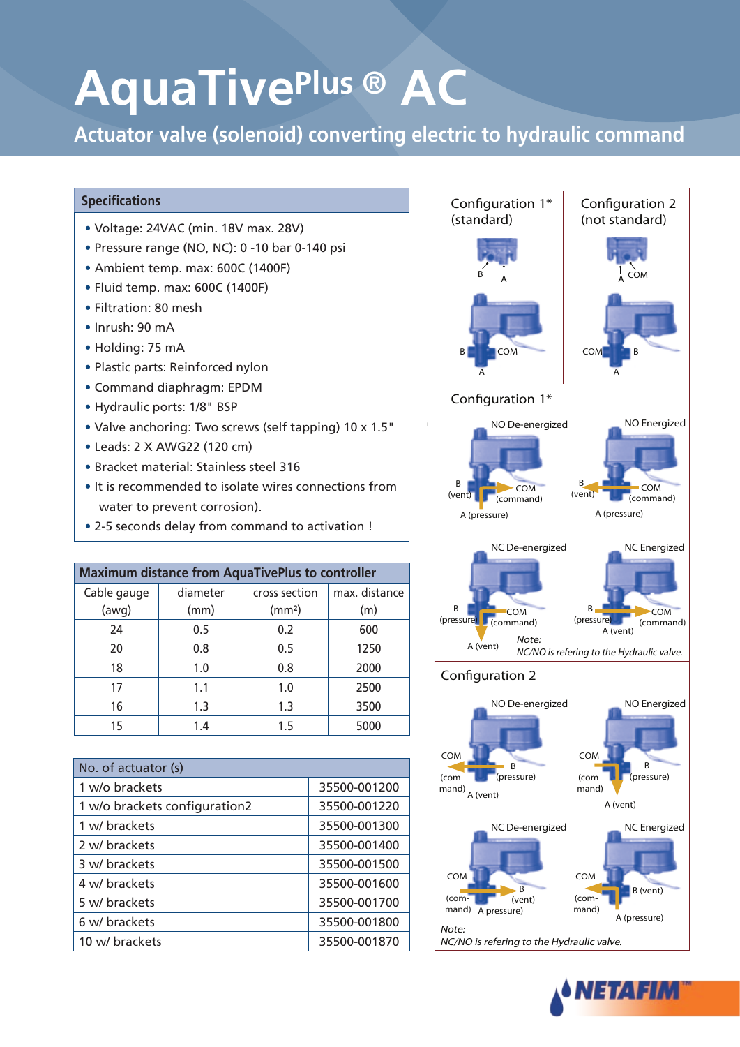# AquaTivePlus ® AC

## Actuator valve (solenoid) converting electric to hydraulic command

### Specifications

- Voltage: 24VAC (min. 18V max. 28V)
- Pressure range (NO, NC): 0 -10 bar 0-140 psi
- Ambient temp. max: 600C (1400F)
- Fluid temp. max: 600C (1400F)
- Filtration: 80 mesh
- Inrush: 90 mA
- Holding: 75 mA
- Plastic parts: Reinforced nylon
- Command diaphragm: EPDM
- Hydraulic ports: 1/8" BSP
- Valve anchoring: Two screws (self tapping) 10 x 1.5"
- Leads: 2 X AWG22 (120 cm)
- Bracket material: Stainless steel 316
- It is recommended to isolate wires connections from water to prevent corrosion).
- 2-5 seconds delay from command to activation !

### Maximum distance from AquaTivePlus to controller

| Cable gauge (awg) | diameter (mm) | cross section (mm²) | max. distance (m) |
|---|---|---|---|
| 24 | 0.5 | 0.2 | 600 |
| 20 | 0.8 | 0.5 | 1250 |
| 18 | 1.0 | 0.8 | 2000 |
| 17 | 1.1 | 1.0 | 2500 |
| 16 | 1.3 | 1.3 | 3500 |
| 15 | 1.4 | 1.5 | 5000 |

| No. of actuator (s) | |
|---|---|
| 1 w/o brackets | 35500-001200 |
| 1 w/o brackets configuration2 | 35500-001220 |
| 1 w/ brackets | 35500-001300 |
| 2 w/ brackets | 35500-001400 |
| 3 w/ brackets | 35500-001500 |
| 4 w/ brackets | 35500-001600 |
| 5 w/ brackets | 35500-001700 |
| 6 w/ brackets | 35500-001800 |
| 10 w/ brackets | 35500-001870 |

Configuration 1* (standard) — B, A; B, COM, A

Configuration 2 (not standard) — A, COM; COM, B, A

### Configuration 1*

NO De-energized: B (vent), COM (command), A (pressure)

NO Energized: B (vent), COM (command), A (pressure)

NC De-energized: B (pressure), COM (command), A (vent)

NC Energized: B (pressure), COM (command), A (vent)

*Note:*
*NC/NO is refering to the Hydraulic valve.*

### Configuration 2

NO De-energized: COM (command), B (pressure), A (vent)

NO Energized: COM (command), B (pressure), A (vent)

NC De-energized: COM (command), B (vent), A pressure)

NC Energized: COM (command), B (vent), A (pressure)

*Note:*
*NC/NO is refering to the Hydraulic valve.*

NETAFIM™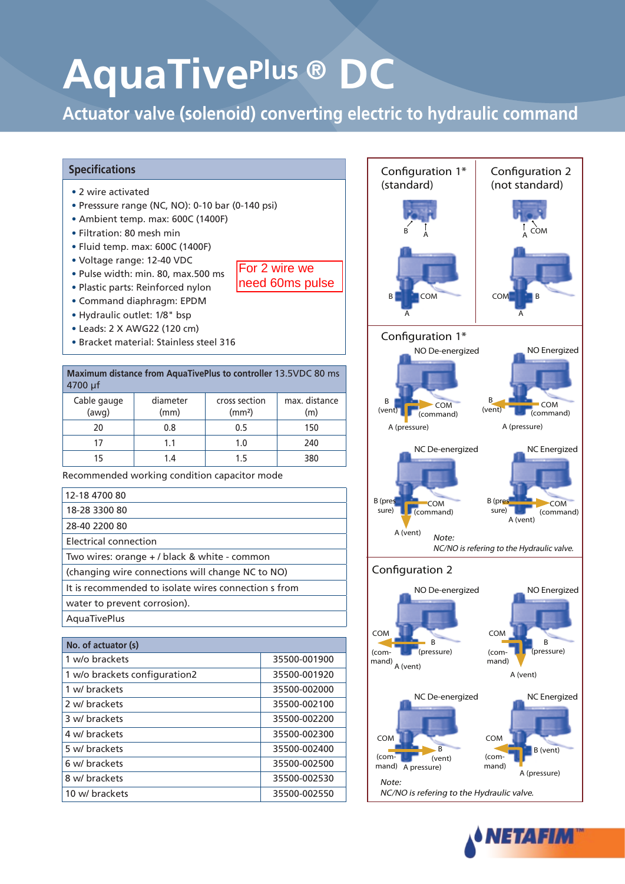# AquaTivePlus ® DC

## Actuator valve (solenoid) converting electric to hydraulic command

### Specifications

- 2 wire activated
- Presssure range (NC, NO): 0-10 bar (0-140 psi)
- Ambient temp. max: 600C (1400F)
- Filtration: 80 mesh min
- Fluid temp. max: 600C (1400F)
- Voltage range: 12-40 VDC
- Pulse width: min. 80, max.500 ms
- Plastic parts: Reinforced nylon
- Command diaphragm: EPDM
- Hydraulic outlet: 1/8" bsp
- Leads: 2 X AWG22 (120 cm)
- Bracket material: Stainless steel 316

For 2 wire we need 60ms pulse

**Maximum distance from AquaTivePlus to controller** 13.5VDC 80 ms 4700 µf

| Cable gauge (awg) | diameter (mm) | cross section (mm²) | max. distance (m) |
|---|---|---|---|
| 20 | 0.8 | 0.5 | 150 |
| 17 | 1.1 | 1.0 | 240 |
| 15 | 1.4 | 1.5 | 380 |

Recommended working condition capacitor mode

| |
|---|
| 12-18 4700 80 |
| 18-28 3300 80 |
| 28-40 2200 80 |
| Electrical connection |
| Two wires: orange + / black & white - common |
| (changing wire connections will change NC to NO) |
| It is recommended to isolate wires connection s from |
| water to prevent corrosion). |
| AquaTivePlus |

| No. of actuator (s) | |
|---|---|
| 1 w/o brackets | 35500-001900 |
| 1 w/o brackets configuration2 | 35500-001920 |
| 1 w/ brackets | 35500-002000 |
| 2 w/ brackets | 35500-002100 |
| 3 w/ brackets | 35500-002200 |
| 4 w/ brackets | 35500-002300 |
| 5 w/ brackets | 35500-002400 |
| 6 w/ brackets | 35500-002500 |
| 8 w/ brackets | 35500-002530 |
| 10 w/ brackets | 35500-002550 |

Configuration 1* (standard)

B A

B COM A

Configuration 2 (not standard)

A COM

COM B A

Configuration 1*

NO De-energized: B (vent), COM (command), A (pressure)

NO Energized: B (vent), COM (command), A (pressure)

NC De-energized: B (pressure), COM (command), A (vent)

NC Energized: B (pressure), COM (command), A (vent)

*Note:*
*NC/NO is refering to the Hydraulic valve.*

Configuration 2

NO De-energized: COM (command), B (pressure), A (vent)

NO Energized: COM (command), B (pressure), A (vent)

NC De-energized: COM (command), B (vent), A pressure)

NC Energized: COM (command), B (vent), A (pressure)

*Note:*
*NC/NO is refering to the Hydraulic valve.*

NETAFIM™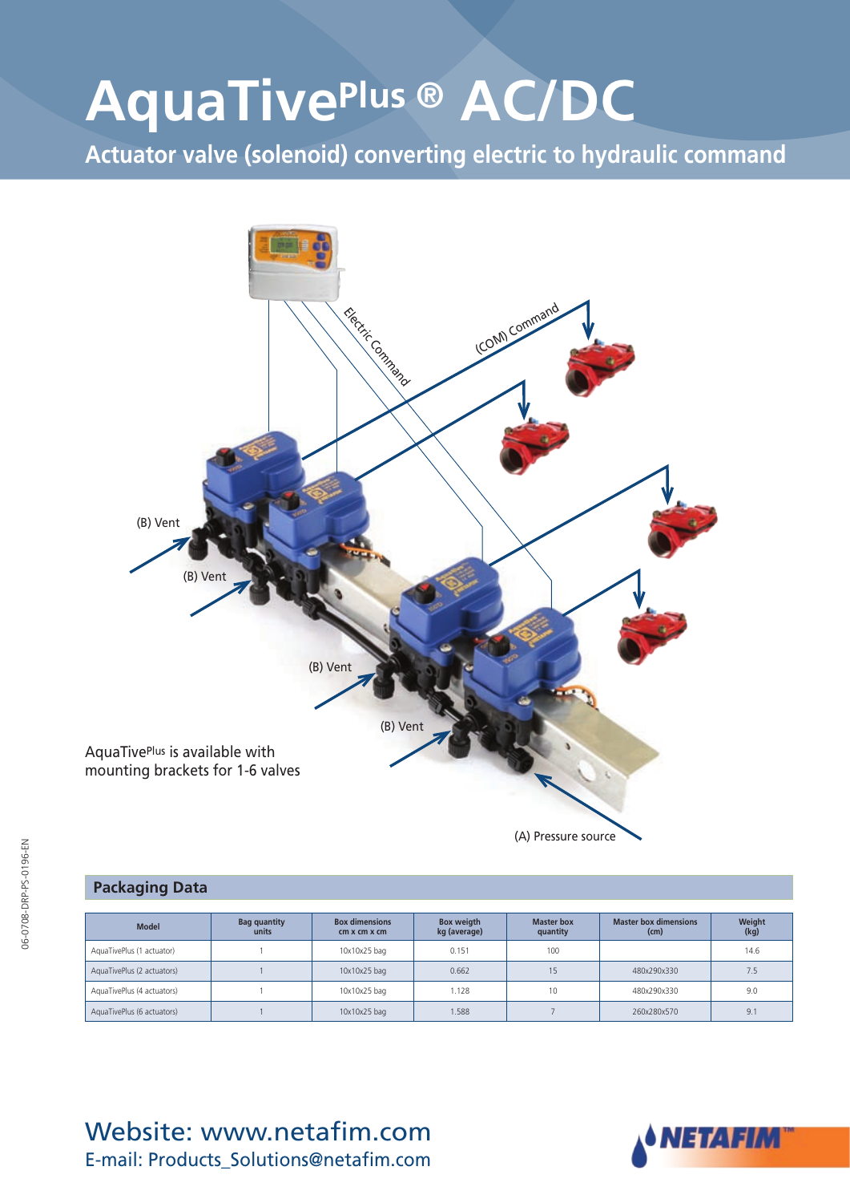# AquaTive$^{Plus}$ ® AC/DC

**Actuator valve (solenoid) converting electric to hydraulic command**

Electric Command

(COM) Command

(B) Vent

(B) Vent

(B) Vent

(B) Vent

(A) Pressure source

AquaTive$^{Plus}$ is available with mounting brackets for 1-6 valves

## Packaging Data

| Model | Bag quantity units | Box dimensions cm x cm x cm | Box weigth kg (average) | Master box quantity | Master box dimensions (cm) | Weight (kg) |
|---|---|---|---|---|---|---|
| AquaTivePlus (1 actuator) | 1 | 10x10x25 bag | 0.151 | 100 | | 14.6 |
| AquaTivePlus (2 actuators) | 1 | 10x10x25 bag | 0.662 | 15 | 480x290x330 | 7.5 |
| AquaTivePlus (4 actuators) | 1 | 10x10x25 bag | 1.128 | 10 | 480x290x330 | 9.0 |
| AquaTivePlus (6 actuators) | 1 | 10x10x25 bag | 1.588 | 7 | 260x280x570 | 9.1 |

06-0708-DRP-PS-0196-EN

Website: www.netafim.com
E-mail: Products_Solutions@netafim.com

NETAFIM™